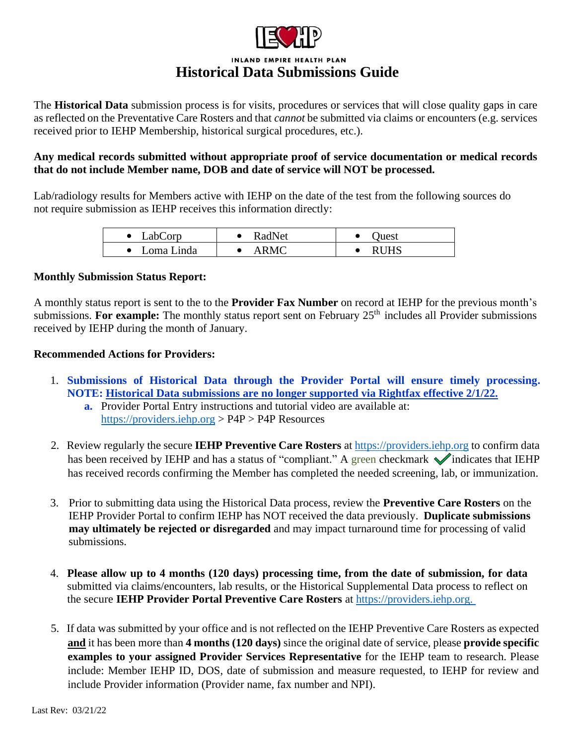INLAND EMPIRE HEALTH PLAN

# Historical Data Submissions Guide

The **Historical Data** submission process is for visits, procedures or services that will close quality gaps in care as reflected on the Preventative Care Rosters and that *cannot* be submitted via claims or encounters (e.g. services received prior to IEHP Membership, historical surgical procedures, etc.).

**Any medical records submitted without appropriate proof of service documentation or medical records that do not include Member name, DOB and date of service will NOT be processed.**

Lab/radiology results for Members active with IEHP on the date of the test from the following sources do not require submission as IEHP receives this information directly:

| | | |
|---|---|---|
| • LabCorp | • RadNet | • Quest |
| • Loma Linda | • ARMC | • RUHS |

**Monthly Submission Status Report:**

A monthly status report is sent to the to the **Provider Fax Number** on record at IEHP for the previous month's submissions. **For example:** The monthly status report sent on February 25th includes all Provider submissions received by IEHP during the month of January.

**Recommended Actions for Providers:**

1. **Submissions of Historical Data through the Provider Portal will ensure timely processing. NOTE: Historical Data submissions are no longer supported via Rightfax effective 2/1/22.**
   a. Provider Portal Entry instructions and tutorial video are available at: https://providers.iehp.org > P4P > P4P Resources

2. Review regularly the secure **IEHP Preventive Care Rosters** at https://providers.iehp.org to confirm data has been received by IEHP and has a status of "compliant." A green checkmark ✓ indicates that IEHP has received records confirming the Member has completed the needed screening, lab, or immunization.

3. Prior to submitting data using the Historical Data process, review the **Preventive Care Rosters** on the IEHP Provider Portal to confirm IEHP has NOT received the data previously. **Duplicate submissions may ultimately be rejected or disregarded** and may impact turnaround time for processing of valid submissions.

4. **Please allow up to 4 months (120 days) processing time, from the date of submission, for data** submitted via claims/encounters, lab results, or the Historical Supplemental Data process to reflect on the secure **IEHP Provider Portal Preventive Care Rosters** at https://providers.iehp.org.

5. If data was submitted by your office and is not reflected on the IEHP Preventive Care Rosters as expected **and** it has been more than **4 months (120 days)** since the original date of service, please **provide specific examples to your assigned Provider Services Representative** for the IEHP team to research. Please include: Member IEHP ID, DOS, date of submission and measure requested, to IEHP for review and include Provider information (Provider name, fax number and NPI).

Last Rev: 03/21/22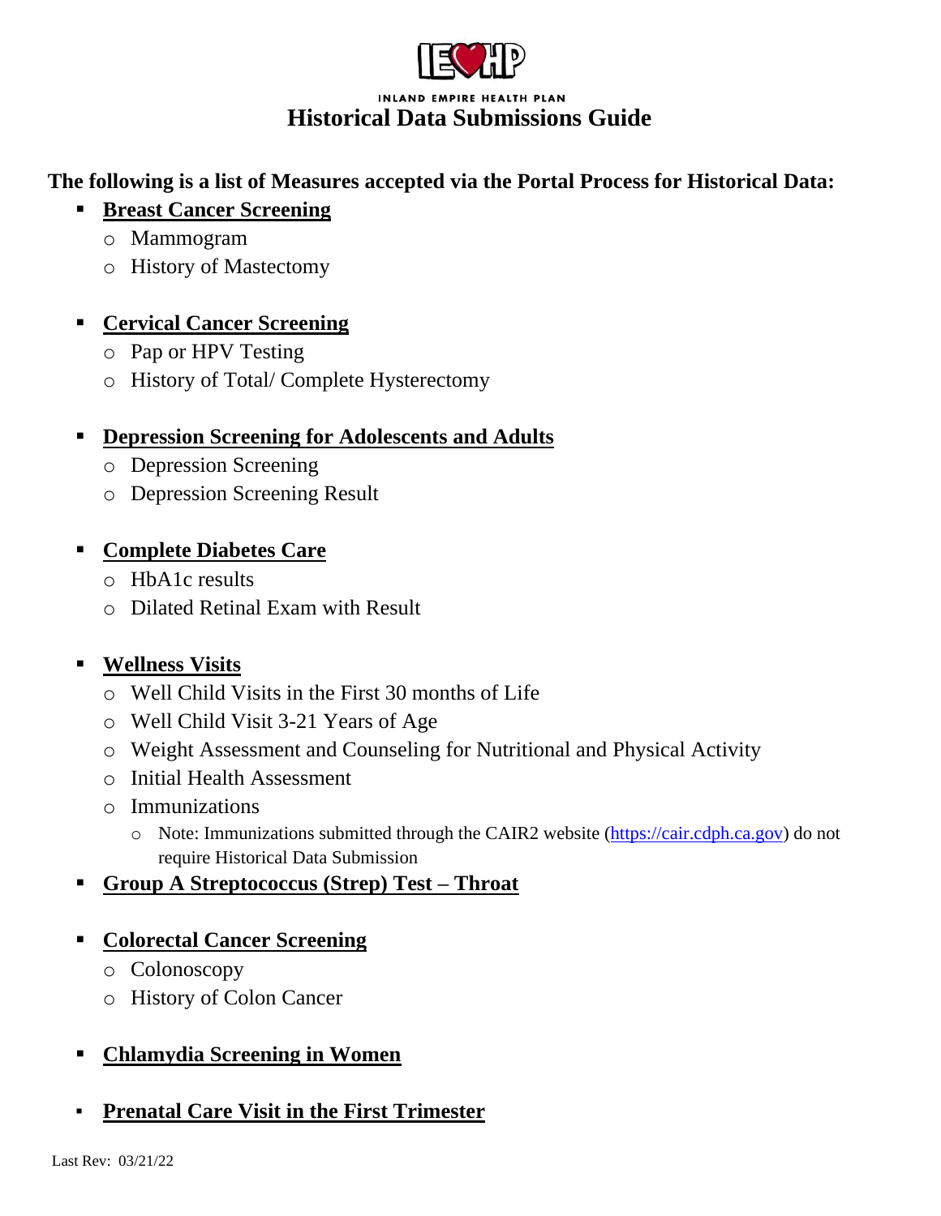INLAND EMPIRE HEALTH PLAN

# Historical Data Submissions Guide

**The following is a list of Measures accepted via the Portal Process for Historical Data:**

- **Breast Cancer Screening**
  - Mammogram
  - History of Mastectomy

- **Cervical Cancer Screening**
  - Pap or HPV Testing
  - History of Total/ Complete Hysterectomy

- **Depression Screening for Adolescents and Adults**
  - Depression Screening
  - Depression Screening Result

- **Complete Diabetes Care**
  - HbA1c results
  - Dilated Retinal Exam with Result

- **Wellness Visits**
  - Well Child Visits in the First 30 months of Life
  - Well Child Visit 3-21 Years of Age
  - Weight Assessment and Counseling for Nutritional and Physical Activity
  - Initial Health Assessment
  - Immunizations
    - Note: Immunizations submitted through the CAIR2 website (https://cair.cdph.ca.gov) do not require Historical Data Submission

- **Group A Streptococcus (Strep) Test – Throat**

- **Colorectal Cancer Screening**
  - Colonoscopy
  - History of Colon Cancer

- **Chlamydia Screening in Women**

- **Prenatal Care Visit in the First Trimester**

Last Rev: 03/21/22